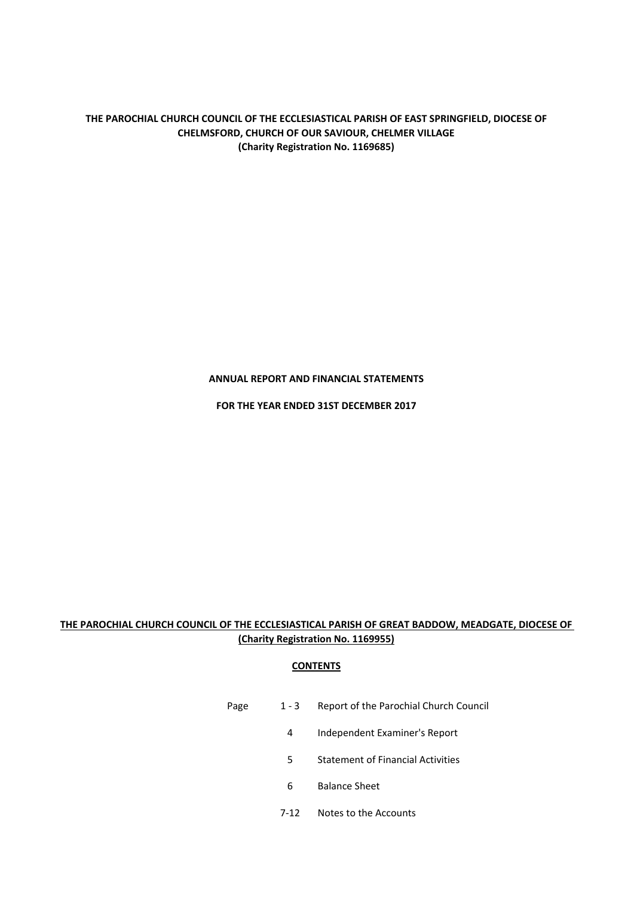**THE PAROCHIAL CHURCH COUNCIL OF THE ECCLESIASTICAL PARISH OF EAST SPRINGFIELD, DIOCESE OF CHELMSFORD, CHURCH OF OUR SAVIOUR, CHELMER VILLAGE**
**(Charity Registration No. 1169685)**

**ANNUAL REPORT AND FINANCIAL STATEMENTS**

**FOR THE YEAR ENDED 31ST DECEMBER 2017**

**<u>THE PAROCHIAL CHURCH COUNCIL OF THE ECCLESIASTICAL PARISH OF GREAT BADDOW, MEADGATE, DIOCESE OF</u>**
**<u>(Charity Registration No. 1169955)</u>**

**<u>CONTENTS</u>**

| Page | | |
|---|---|---|
| | 1 - 3 | Report of the Parochial Church Council |
| | 4 | Independent Examiner's Report |
| | 5 | Statement of Financial Activities |
| | 6 | Balance Sheet |
| | 7-12 | Notes to the Accounts |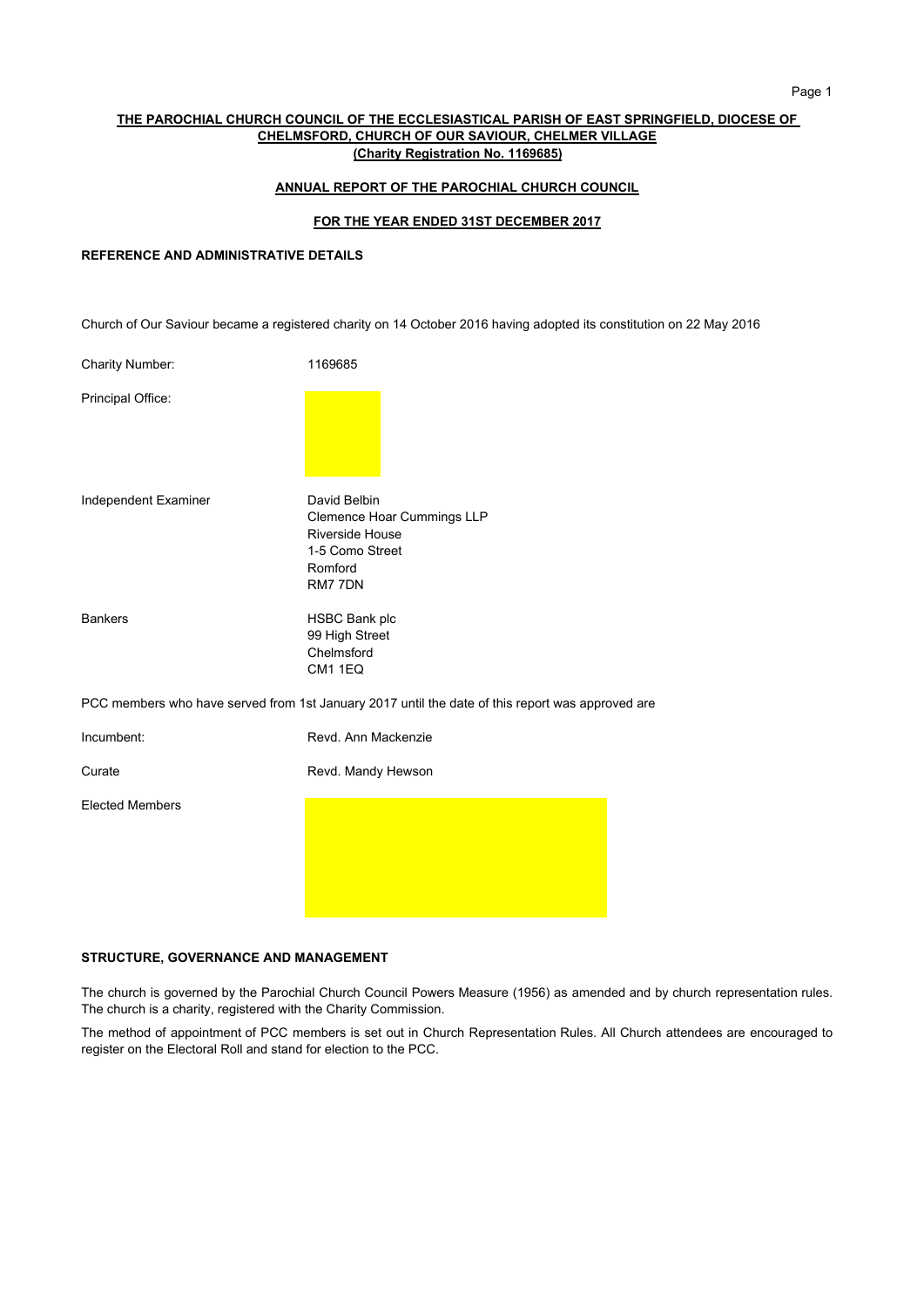**THE PAROCHIAL CHURCH COUNCIL OF THE ECCLESIASTICAL PARISH OF EAST SPRINGFIELD, DIOCESE OF CHELMSFORD, CHURCH OF OUR SAVIOUR, CHELMER VILLAGE**
**(Charity Registration No. 1169685)**

**ANNUAL REPORT OF THE PAROCHIAL CHURCH COUNCIL**

**FOR THE YEAR ENDED 31ST DECEMBER 2017**

## REFERENCE AND ADMINISTRATIVE DETAILS

Church of Our Saviour became a registered charity on 14 October 2016 having adopted its constitution on 22 May 2016

| | |
|---|---|
| Charity Number: | 1169685 |
| Principal Office: | |
| Independent Examiner | David Belbin<br>Clemence Hoar Cummings LLP<br>Riverside House<br>1-5 Como Street<br>Romford<br>RM7 7DN |
| Bankers | HSBC Bank plc<br>99 High Street<br>Chelmsford<br>CM1 1EQ |

PCC members who have served from 1st January 2017 until the date of this report was approved are

| | |
|---|---|
| Incumbent: | Revd. Ann Mackenzie |
| Curate | Revd. Mandy Hewson |
| Elected Members | |

## STRUCTURE, GOVERNANCE AND MANAGEMENT

The church is governed by the Parochial Church Council Powers Measure (1956) as amended and by church representation rules. The church is a charity, registered with the Charity Commission.

The method of appointment of PCC members is set out in Church Representation Rules. All Church attendees are encouraged to register on the Electoral Roll and stand for election to the PCC.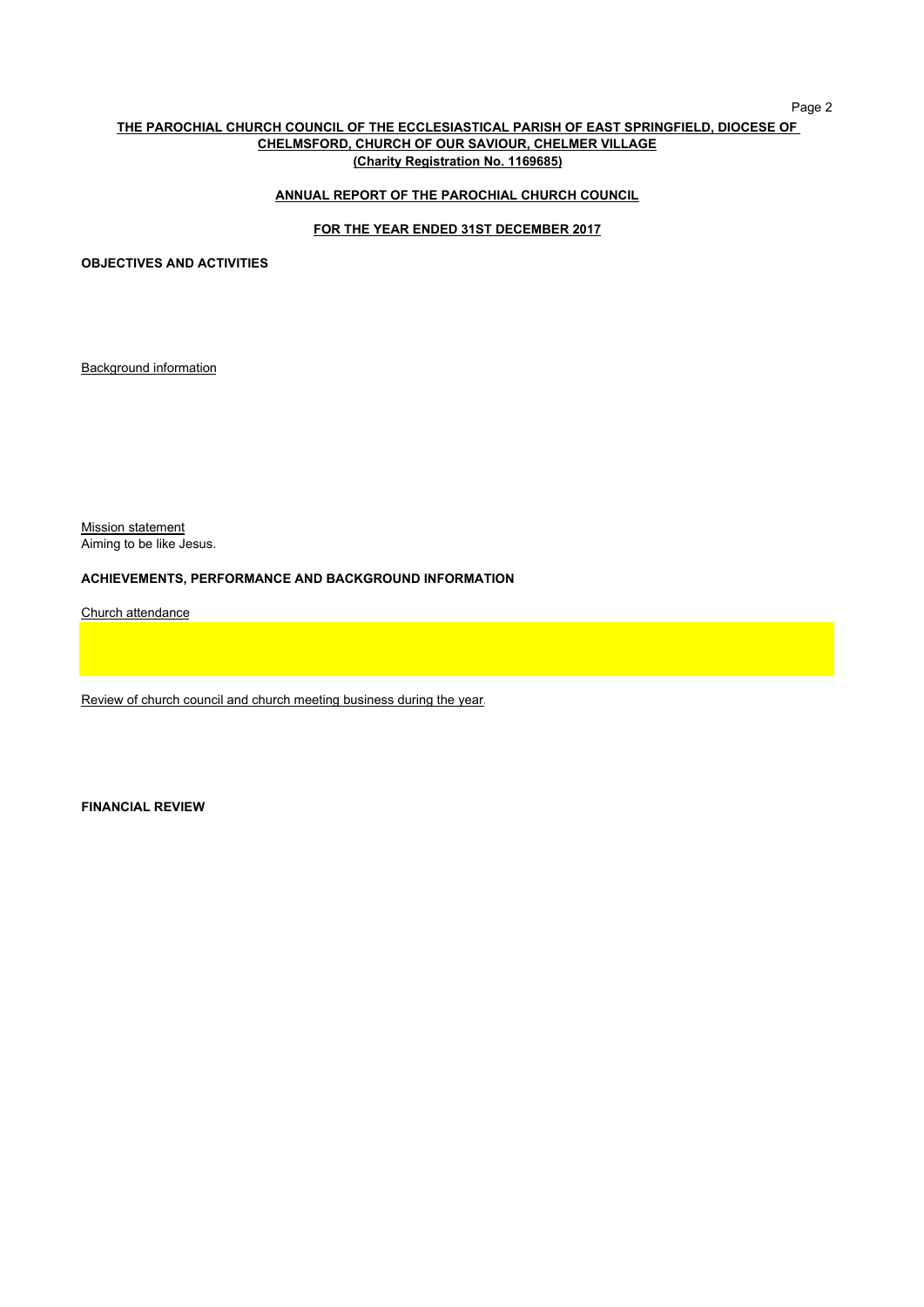**THE PAROCHIAL CHURCH COUNCIL OF THE ECCLESIASTICAL PARISH OF EAST SPRINGFIELD, DIOCESE OF CHELMSFORD, CHURCH OF OUR SAVIOUR, CHELMER VILLAGE**
**(Charity Registration No. 1169685)**

**ANNUAL REPORT OF THE PAROCHIAL CHURCH COUNCIL**

**FOR THE YEAR ENDED 31ST DECEMBER 2017**

**OBJECTIVES AND ACTIVITIES**

Background information

Mission statement
Aiming to be like Jesus.

**ACHIEVEMENTS, PERFORMANCE AND BACKGROUND INFORMATION**

Church attendance

Review of church council and church meeting business during the year.

**FINANCIAL REVIEW**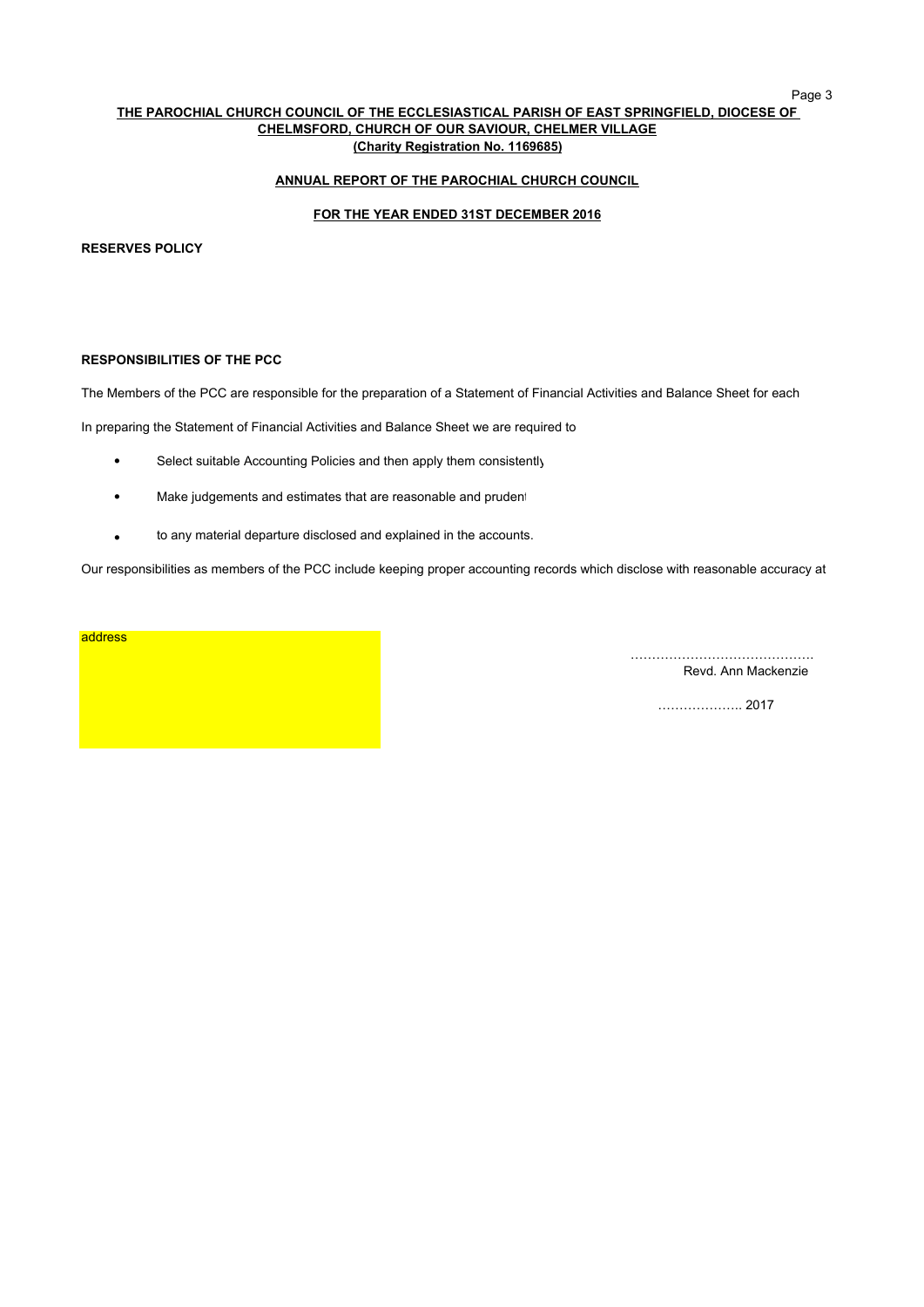**THE PAROCHIAL CHURCH COUNCIL OF THE ECCLESIASTICAL PARISH OF EAST SPRINGFIELD, DIOCESE OF CHELMSFORD, CHURCH OF OUR SAVIOUR, CHELMER VILLAGE**
**(Charity Registration No. 1169685)**

**ANNUAL REPORT OF THE PAROCHIAL CHURCH COUNCIL**

**FOR THE YEAR ENDED 31ST DECEMBER 2016**

**RESERVES POLICY**

**RESPONSIBILITIES OF THE PCC**

The Members of the PCC are responsible for the preparation of a Statement of Financial Activities and Balance Sheet for each

In preparing the Statement of Financial Activities and Balance Sheet we are required to

- Select suitable Accounting Policies and then apply them consistently
- Make judgements and estimates that are reasonable and prudent
- to any material departure disclosed and explained in the accounts.

Our responsibilities as members of the PCC include keeping proper accounting records which disclose with reasonable accuracy at

address

…………………………………….
Revd. Ann Mackenzie

……………….. 2017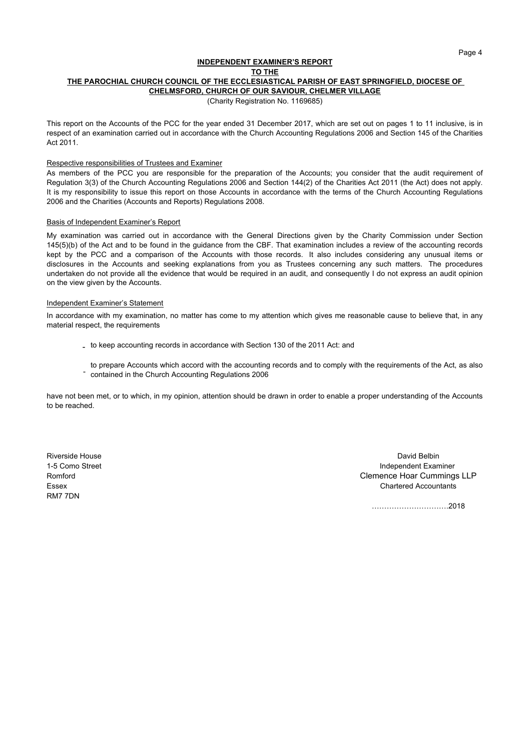# INDEPENDENT EXAMINER'S REPORT

## TO THE

## THE PAROCHIAL CHURCH COUNCIL OF THE ECCLESIASTICAL PARISH OF EAST SPRINGFIELD, DIOCESE OF CHELMSFORD, CHURCH OF OUR SAVIOUR, CHELMER VILLAGE

(Charity Registration No. 1169685)

This report on the Accounts of the PCC for the year ended 31 December 2017, which are set out on pages 1 to 11 inclusive, is in respect of an examination carried out in accordance with the Church Accounting Regulations 2006 and Section 145 of the Charities Act 2011.

### Respective responsibilities of Trustees and Examiner

As members of the PCC you are responsible for the preparation of the Accounts; you consider that the audit requirement of Regulation 3(3) of the Church Accounting Regulations 2006 and Section 144(2) of the Charities Act 2011 (the Act) does not apply. It is my responsibility to issue this report on those Accounts in accordance with the terms of the Church Accounting Regulations 2006 and the Charities (Accounts and Reports) Regulations 2008.

### Basis of Independent Examiner's Report

My examination was carried out in accordance with the General Directions given by the Charity Commission under Section 145(5)(b) of the Act and to be found in the guidance from the CBF. That examination includes a review of the accounting records kept by the PCC and a comparison of the Accounts with those records. It also includes considering any unusual items or disclosures in the Accounts and seeking explanations from you as Trustees concerning any such matters. The procedures undertaken do not provide all the evidence that would be required in an audit, and consequently I do not express an audit opinion on the view given by the Accounts.

### Independent Examiner's Statement

In accordance with my examination, no matter has come to my attention which gives me reasonable cause to believe that, in any material respect, the requirements

- to keep accounting records in accordance with Section 130 of the 2011 Act: and
- to prepare Accounts which accord with the accounting records and to comply with the requirements of the Act, as also contained in the Church Accounting Regulations 2006

have not been met, or to which, in my opinion, attention should be drawn in order to enable a proper understanding of the Accounts to be reached.

Riverside House
1-5 Como Street
Romford
Essex
RM7 7DN

David Belbin
Independent Examiner
Clemence Hoar Cummings LLP
Chartered Accountants

………………………….2018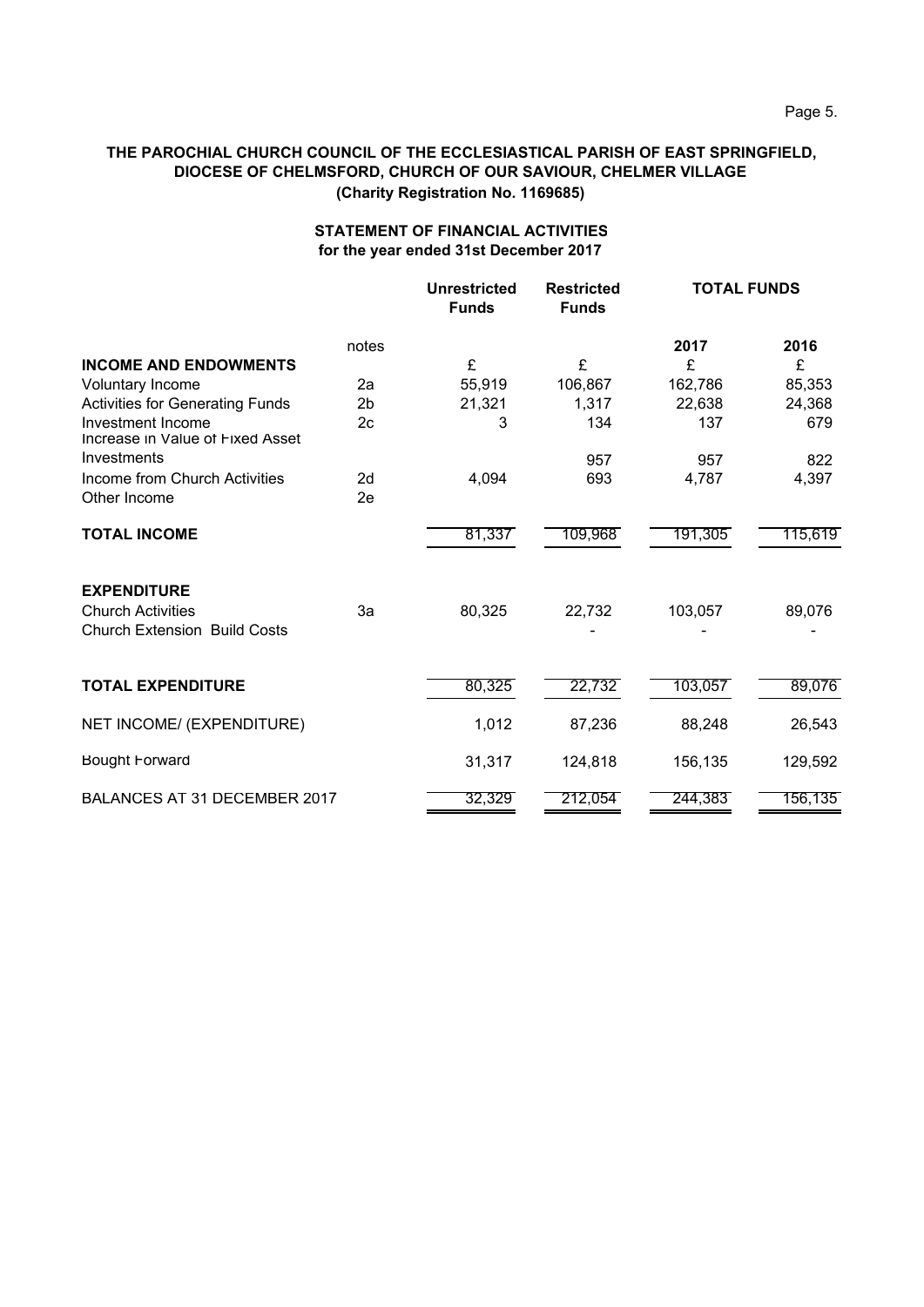**THE PAROCHIAL CHURCH COUNCIL OF THE ECCLESIASTICAL PARISH OF EAST SPRINGFIELD, DIOCESE OF CHELMSFORD, CHURCH OF OUR SAVIOUR, CHELMER VILLAGE**
**(Charity Registration No. 1169685)**

**STATEMENT OF FINANCIAL ACTIVITIES**
**for the year ended 31st December 2017**

| | notes | Unrestricted Funds | Restricted Funds | TOTAL FUNDS 2017 | TOTAL FUNDS 2016 |
|---|---|---|---|---|---|
| **INCOME AND ENDOWMENTS** | | £ | £ | £ | £ |
| Voluntary Income | 2a | 55,919 | 106,867 | 162,786 | 85,353 |
| Activities for Generating Funds | 2b | 21,321 | 1,317 | 22,638 | 24,368 |
| Investment Income | 2c | 3 | 134 | 137 | 679 |
| Increase in Value of Fixed Asset Investments | | | 957 | 957 | 822 |
| Income from Church Activities | 2d | 4,094 | 693 | 4,787 | 4,397 |
| Other Income | 2e | | | | |
| **TOTAL INCOME** | | 81,337 | 109,968 | 191,305 | 115,619 |
| **EXPENDITURE** | | | | | |
| Church Activities | 3a | 80,325 | 22,732 | 103,057 | 89,076 |
| Church Extension Build Costs | | | - | - | - |
| **TOTAL EXPENDITURE** | | 80,325 | 22,732 | 103,057 | 89,076 |
| NET INCOME/ (EXPENDITURE) | | 1,012 | 87,236 | 88,248 | 26,543 |
| Bought Forward | | 31,317 | 124,818 | 156,135 | 129,592 |
| BALANCES AT 31 DECEMBER 2017 | | 32,329 | 212,054 | 244,383 | 156,135 |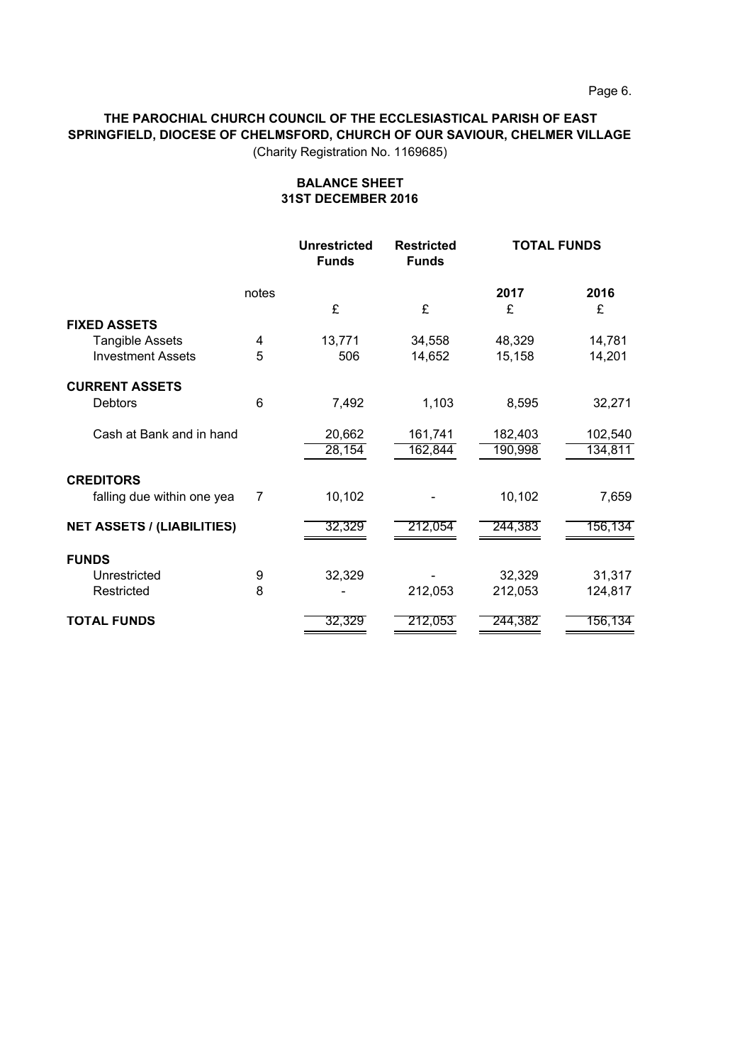**THE PAROCHIAL CHURCH COUNCIL OF THE ECCLESIASTICAL PARISH OF EAST SPRINGFIELD, DIOCESE OF CHELMSFORD, CHURCH OF OUR SAVIOUR, CHELMER VILLAGE**

(Charity Registration No. 1169685)

## BALANCE SHEET
## 31ST DECEMBER 2016

| | | Unrestricted Funds | Restricted Funds | TOTAL FUNDS | |
|---|---|---|---|---|---|
| | notes | | | 2017 | 2016 |
| | | £ | £ | £ | £ |
| **FIXED ASSETS** | | | | | |
| Tangible Assets | 4 | 13,771 | 34,558 | 48,329 | 14,781 |
| Investment Assets | 5 | 506 | 14,652 | 15,158 | 14,201 |
| **CURRENT ASSETS** | | | | | |
| Debtors | 6 | 7,492 | 1,103 | 8,595 | 32,271 |
| Cash at Bank and in hand | | 20,662 | 161,741 | 182,403 | 102,540 |
| | | 28,154 | 162,844 | 190,998 | 134,811 |
| **CREDITORS** | | | | | |
| falling due within one yea | 7 | 10,102 | - | 10,102 | 7,659 |
| **NET ASSETS / (LIABILITIES)** | | 32,329 | 212,054 | 244,383 | 156,134 |
| **FUNDS** | | | | | |
| Unrestricted | 9 | 32,329 | - | 32,329 | 31,317 |
| Restricted | 8 | - | 212,053 | 212,053 | 124,817 |
| **TOTAL FUNDS** | | 32,329 | 212,053 | 244,382 | 156,134 |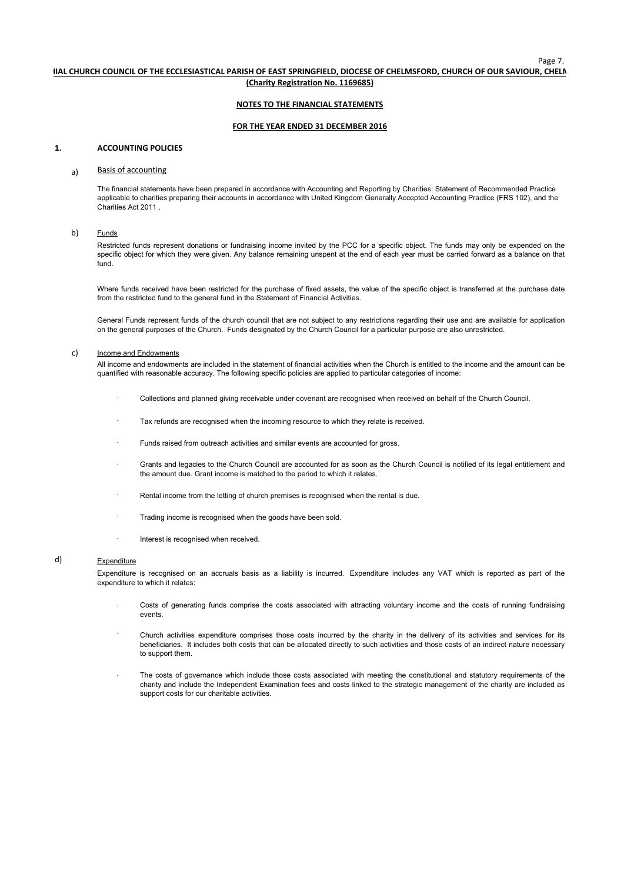**IIAL CHURCH COUNCIL OF THE ECCLESIASTICAL PARISH OF EAST SPRINGFIELD, DIOCESE OF CHELMSFORD, CHURCH OF OUR SAVIOUR, CHELM**

**(Charity Registration No. 1169685)**

**NOTES TO THE FINANCIAL STATEMENTS**

**FOR THE YEAR ENDED 31 DECEMBER 2016**

## 1. ACCOUNTING POLICIES

### a) Basis of accounting

The financial statements have been prepared in accordance with Accounting and Reporting by Charities: Statement of Recommended Practice applicable to charities preparing their accounts in accordance with United Kingdom Genarally Accepted Accounting Practice (FRS 102), and the Charities Act 2011 .

### b) Funds

Restricted funds represent donations or fundraising income invited by the PCC for a specific object. The funds may only be expended on the specific object for which they were given. Any balance remaining unspent at the end of each year must be carried forward as a balance on that fund.

Where funds received have been restricted for the purchase of fixed assets, the value of the specific object is transferred at the purchase date from the restricted fund to the general fund in the Statement of Financial Activities.

General Funds represent funds of the church council that are not subject to any restrictions regarding their use and are available for application on the general purposes of the Church. Funds designated by the Church Council for a particular purpose are also unrestricted.

### c) Income and Endowments

All income and endowments are included in the statement of financial activities when the Church is entitled to the income and the amount can be quantified with reasonable accuracy. The following specific policies are applied to particular categories of income:

- Collections and planned giving receivable under covenant are recognised when received on behalf of the Church Council.
- Tax refunds are recognised when the incoming resource to which they relate is received.
- Funds raised from outreach activities and similar events are accounted for gross.
- Grants and legacies to the Church Council are accounted for as soon as the Church Council is notified of its legal entitlement and the amount due. Grant income is matched to the period to which it relates.
- Rental income from the letting of church premises is recognised when the rental is due.
- Trading income is recognised when the goods have been sold.
- Interest is recognised when received.

### d) Expenditure

Expenditure is recognised on an accruals basis as a liability is incurred. Expenditure includes any VAT which is reported as part of the expenditure to which it relates:

- Costs of generating funds comprise the costs associated with attracting voluntary income and the costs of running fundraising events.
- Church activities expenditure comprises those costs incurred by the charity in the delivery of its activities and services for its beneficiaries. It includes both costs that can be allocated directly to such activities and those costs of an indirect nature necessary to support them.
- The costs of governance which include those costs associated with meeting the constitutional and statutory requirements of the charity and include the Independent Examination fees and costs linked to the strategic management of the charity are included as support costs for our charitable activities.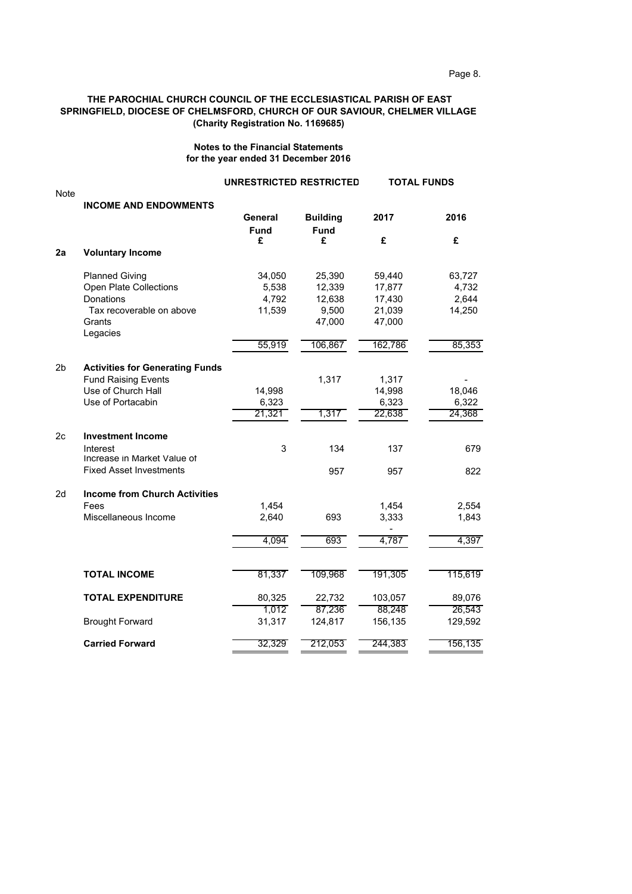**THE PAROCHIAL CHURCH COUNCIL OF THE ECCLESIASTICAL PARISH OF EAST SPRINGFIELD, DIOCESE OF CHELMSFORD, CHURCH OF OUR SAVIOUR, CHELMER VILLAGE**
**(Charity Registration No. 1169685)**

**Notes to the Financial Statements**
**for the year ended 31 December 2016**

| Note | | UNRESTRICTED | RESTRICTED | TOTAL FUNDS | |
|---|---|---|---|---|---|
| | **INCOME AND ENDOWMENTS** | | | | |
| | | **General Fund** | **Building Fund** | **2017** | **2016** |
| | | **£** | **£** | **£** | **£** |
| **2a** | **Voluntary Income** | | | | |
| | Planned Giving | 34,050 | 25,390 | 59,440 | 63,727 |
| | Open Plate Collections | 5,538 | 12,339 | 17,877 | 4,732 |
| | Donations | 4,792 | 12,638 | 17,430 | 2,644 |
| | Tax recoverable on above | 11,539 | 9,500 | 21,039 | 14,250 |
| | Grants | | 47,000 | 47,000 | |
| | Legacies | | | | |
| | | 55,919 | 106,867 | 162,786 | 85,353 |
| 2b | **Activities for Generating Funds** | | | | |
| | Fund Raising Events | | 1,317 | 1,317 | - |
| | Use of Church Hall | 14,998 | | 14,998 | 18,046 |
| | Use of Portacabin | 6,323 | | 6,323 | 6,322 |
| | | 21,321 | 1,317 | 22,638 | 24,368 |
| 2c | **Investment Income** | | | | |
| | Interest | 3 | 134 | 137 | 679 |
| | Increase in Market Value of Fixed Asset Investments | | 957 | 957 | 822 |
| 2d | **Income from Church Activities** | | | | |
| | Fees | 1,454 | | 1,454 | 2,554 |
| | Miscellaneous Income | 2,640 | 693 | 3,333 | 1,843 |
| | | | | - | |
| | | 4,094 | 693 | 4,787 | 4,397 |
| | **TOTAL INCOME** | 81,337 | 109,968 | 191,305 | 115,619 |
| | **TOTAL EXPENDITURE** | 80,325 | 22,732 | 103,057 | 89,076 |
| | | 1,012 | 87,236 | 88,248 | 26,543 |
| | Brought Forward | 31,317 | 124,817 | 156,135 | 129,592 |
| | **Carried Forward** | 32,329 | 212,053 | 244,383 | 156,135 |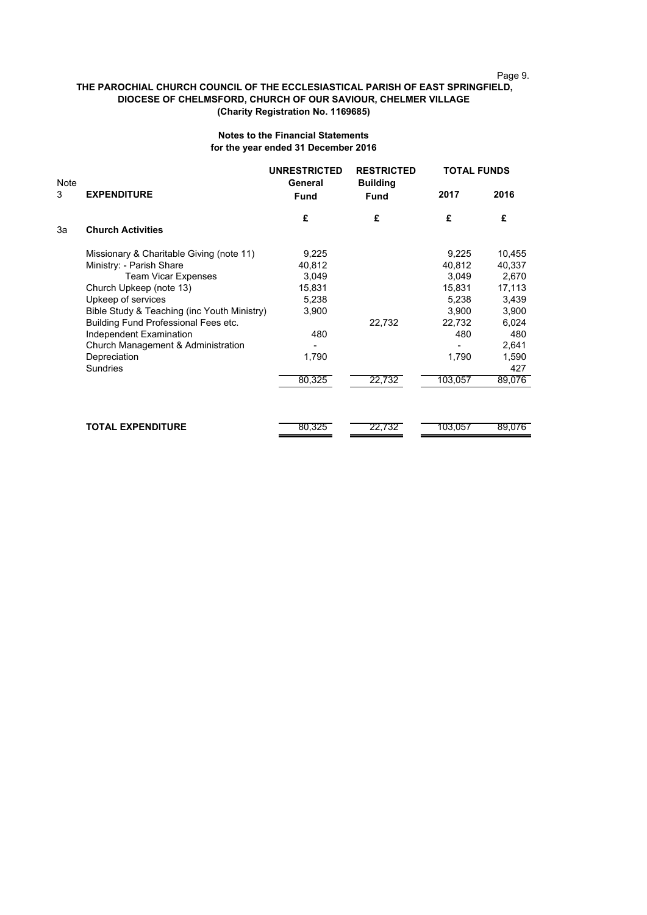**THE PAROCHIAL CHURCH COUNCIL OF THE ECCLESIASTICAL PARISH OF EAST SPRINGFIELD, DIOCESE OF CHELMSFORD, CHURCH OF OUR SAVIOUR, CHELMER VILLAGE**
**(Charity Registration No. 1169685)**

**Notes to the Financial Statements**
**for the year ended 31 December 2016**

| Note | | UNRESTRICTED General Fund | RESTRICTED Building Fund | TOTAL FUNDS 2017 | TOTAL FUNDS 2016 |
|---|---|---|---|---|---|
| 3 | **EXPENDITURE** | | | | |
| | | £ | £ | £ | £ |
| 3a | **Church Activities** | | | | |
| | Missionary & Charitable Giving (note 11) | 9,225 | | 9,225 | 10,455 |
| | Ministry: - Parish Share | 40,812 | | 40,812 | 40,337 |
| | Team Vicar Expenses | 3,049 | | 3,049 | 2,670 |
| | Church Upkeep (note 13) | 15,831 | | 15,831 | 17,113 |
| | Upkeep of services | 5,238 | | 5,238 | 3,439 |
| | Bible Study & Teaching (inc Youth Ministry) | 3,900 | | 3,900 | 3,900 |
| | Building Fund Professional Fees etc. | | 22,732 | 22,732 | 6,024 |
| | Independent Examination | 480 | | 480 | 480 |
| | Church Management & Administration | - | | - | 2,641 |
| | Depreciation | 1,790 | | 1,790 | 1,590 |
| | Sundries | | | | 427 |
| | | 80,325 | 22,732 | 103,057 | 89,076 |
| | **TOTAL EXPENDITURE** | 80,325 | 22,732 | 103,057 | 89,076 |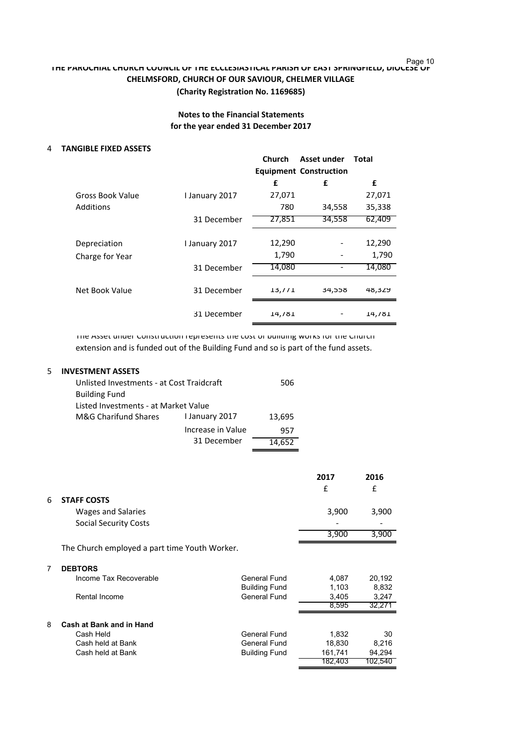**THE PAROCHIAL CHURCH COUNCIL OF THE ECCLESIASTICAL PARISH OF EAST SPRINGFIELD, DIOCESE OF CHELMSFORD, CHURCH OF OUR SAVIOUR, CHELMER VILLAGE**

**(Charity Registration No. 1169685)**

**Notes to the Financial Statements**
**for the year ended 31 December 2017**

## 4 TANGIBLE FIXED ASSETS

| | | Church Equipment | Asset under Construction | Total |
|---|---|---|---|---|
| | | £ | £ | £ |
| Gross Book Value | I January 2017 | 27,071 | | 27,071 |
| Additions | | 780 | 34,558 | 35,338 |
| | 31 December | 27,851 | 34,558 | 62,409 |
| Depreciation | I January 2017 | 12,290 | - | 12,290 |
| Charge for Year | | 1,790 | - | 1,790 |
| | 31 December | 14,080 | - | 14,080 |
| Net Book Value | 31 December | 13,771 | 34,558 | 48,329 |
| | 31 December | 14,781 | - | 14,781 |

The Asset under Construction represents the cost of building works for the Church extension and is funded out of the Building Fund and so is part of the fund assets.

## 5 INVESTMENT ASSETS

| | | |
|---|---|---|
| Unlisted Investments - at Cost Traidcraft | | 506 |
| Building Fund | | |
| Listed Investments - at Market Value | | |
| M&G Charifund Shares | I January 2017 | 13,695 |
| | Increase in Value | 957 |
| | 31 December | 14,652 |

| | | 2017 | 2016 |
|---|---|---|---|
| | | £ | £ |
| **6 STAFF COSTS** | | | |
| Wages and Salaries | | 3,900 | 3,900 |
| Social Security Costs | | - | - |
| | | 3,900 | 3,900 |

The Church employed a part time Youth Worker.

| | | 2017 | 2016 |
|---|---|---|---|
| **7 DEBTORS** | | | |
| Income Tax Recoverable | General Fund | 4,087 | 20,192 |
| | Building Fund | 1,103 | 8,832 |
| Rental Income | General Fund | 3,405 | 3,247 |
| | | 8,595 | 32,271 |
| **8 Cash at Bank and in Hand** | | | |
| Cash Held | General Fund | 1,832 | 30 |
| Cash held at Bank | General Fund | 18,830 | 8,216 |
| Cash held at Bank | Building Fund | 161,741 | 94,294 |
| | | 182,403 | 102,540 |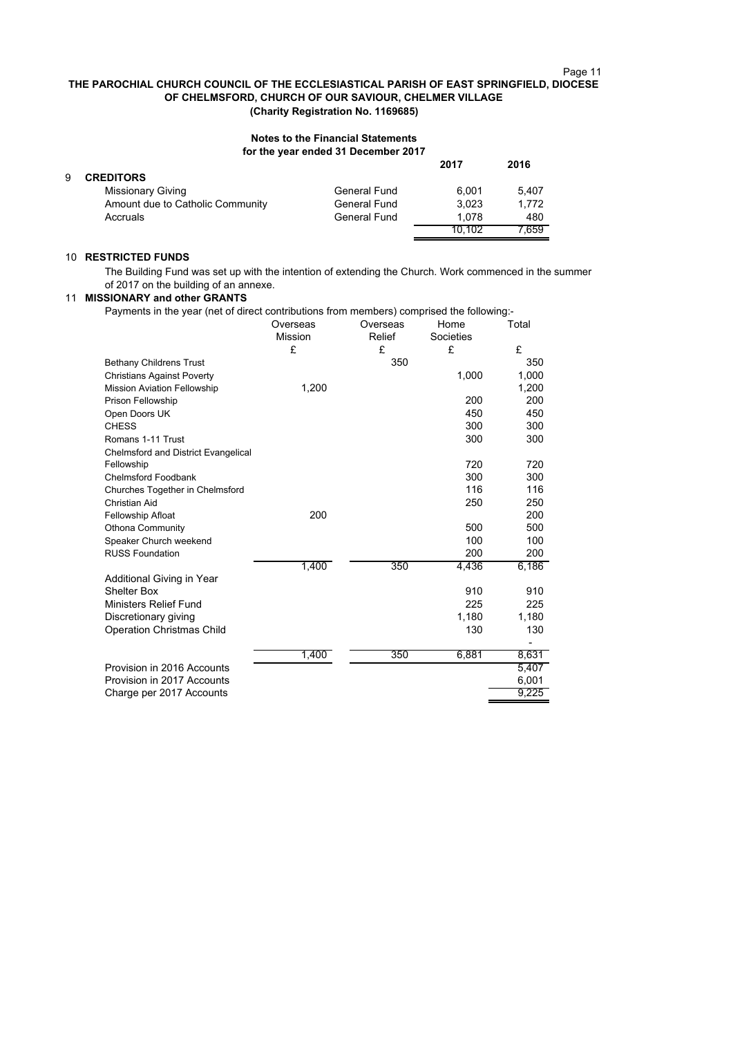**THE PAROCHIAL CHURCH COUNCIL OF THE ECCLESIASTICAL PARISH OF EAST SPRINGFIELD, DIOCESE OF CHELMSFORD, CHURCH OF OUR SAVIOUR, CHELMER VILLAGE**
**(Charity Registration No. 1169685)**

**Notes to the Financial Statements**
**for the year ended 31 December 2017**

## 9 CREDITORS

| | | 2017 | 2016 |
|---|---|---|---|
| Missionary Giving | General Fund | 6,001 | 5,407 |
| Amount due to Catholic Community | General Fund | 3,023 | 1,772 |
| Accruals | General Fund | 1,078 | 480 |
| | | 10,102 | 7,659 |

## 10 RESTRICTED FUNDS

The Building Fund was set up with the intention of extending the Church. Work commenced in the summer of 2017 on the building of an annexe.

## 11 MISSIONARY and other GRANTS

Payments in the year (net of direct contributions from members) comprised the following:-

| | Overseas Mission | Overseas Relief | Home Societies | Total |
|---|---|---|---|---|
| | £ | £ | £ | £ |
| Bethany Childrens Trust | | 350 | | 350 |
| Christians Against Poverty | | | 1,000 | 1,000 |
| Mission Aviation Fellowship | 1,200 | | | 1,200 |
| Prison Fellowship | | | 200 | 200 |
| Open Doors UK | | | 450 | 450 |
| CHESS | | | 300 | 300 |
| Romans 1-11 Trust | | | 300 | 300 |
| Chelmsford and District Evangelical Fellowship | | | 720 | 720 |
| Chelmsford Foodbank | | | 300 | 300 |
| Churches Together in Chelmsford | | | 116 | 116 |
| Christian Aid | | | 250 | 250 |
| Fellowship Afloat | 200 | | | 200 |
| Othona Community | | | 500 | 500 |
| Speaker Church weekend | | | 100 | 100 |
| RUSS Foundation | | | 200 | 200 |
| | 1,400 | 350 | 4,436 | 6,186 |
| Additional Giving in Year | | | | |
| Shelter Box | | | 910 | 910 |
| Ministers Relief Fund | | | 225 | 225 |
| Discretionary giving | | | 1,180 | 1,180 |
| Operation Christmas Child | | | 130 | 130 |
| | | | | - |
| | 1,400 | 350 | 6,881 | 8,631 |
| Provision in 2016 Accounts | | | | 5,407 |
| Provision in 2017 Accounts | | | | 6,001 |
| Charge per 2017 Accounts | | | | 9,225 |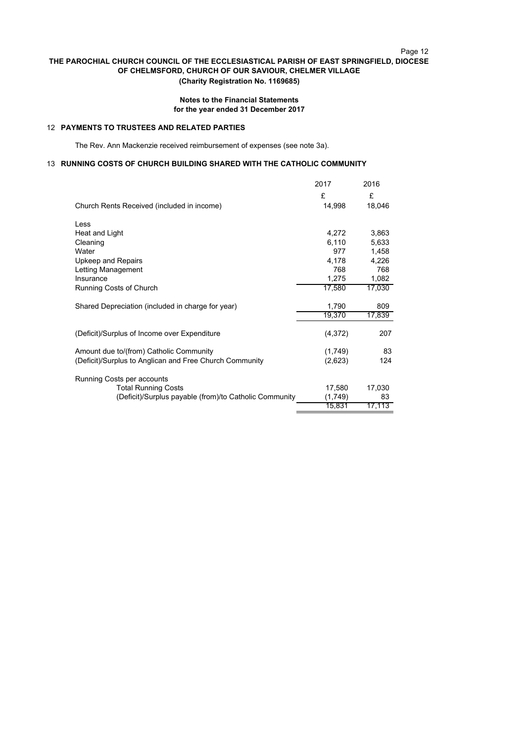**THE PAROCHIAL CHURCH COUNCIL OF THE ECCLESIASTICAL PARISH OF EAST SPRINGFIELD, DIOCESE OF CHELMSFORD, CHURCH OF OUR SAVIOUR, CHELMER VILLAGE**
**(Charity Registration No. 1169685)**

**Notes to the Financial Statements**
**for the year ended 31 December 2017**

## 12 PAYMENTS TO TRUSTEES AND RELATED PARTIES

The Rev. Ann Mackenzie received reimbursement of expenses (see note 3a).

## 13 RUNNING COSTS OF CHURCH BUILDING SHARED WITH THE CATHOLIC COMMUNITY

| | 2017 | 2016 |
|---|---|---|
| | £ | £ |
| Church Rents Received (included in income) | 14,998 | 18,046 |
| Less | | |
| Heat and Light | 4,272 | 3,863 |
| Cleaning | 6,110 | 5,633 |
| Water | 977 | 1,458 |
| Upkeep and Repairs | 4,178 | 4,226 |
| Letting Management | 768 | 768 |
| Insurance | 1,275 | 1,082 |
| Running Costs of Church | 17,580 | 17,030 |
| Shared Depreciation (included in charge for year) | 1,790 | 809 |
| | 19,370 | 17,839 |
| (Deficit)/Surplus of Income over Expenditure | (4,372) | 207 |
| Amount due to/(from) Catholic Community | (1,749) | 83 |
| (Deficit)/Surplus to Anglican and Free Church Community | (2,623) | 124 |
| Running Costs per accounts | | |
| Total Running Costs | 17,580 | 17,030 |
| (Deficit)/Surplus payable (from)/to Catholic Community | (1,749) | 83 |
| | 15,831 | 17,113 |